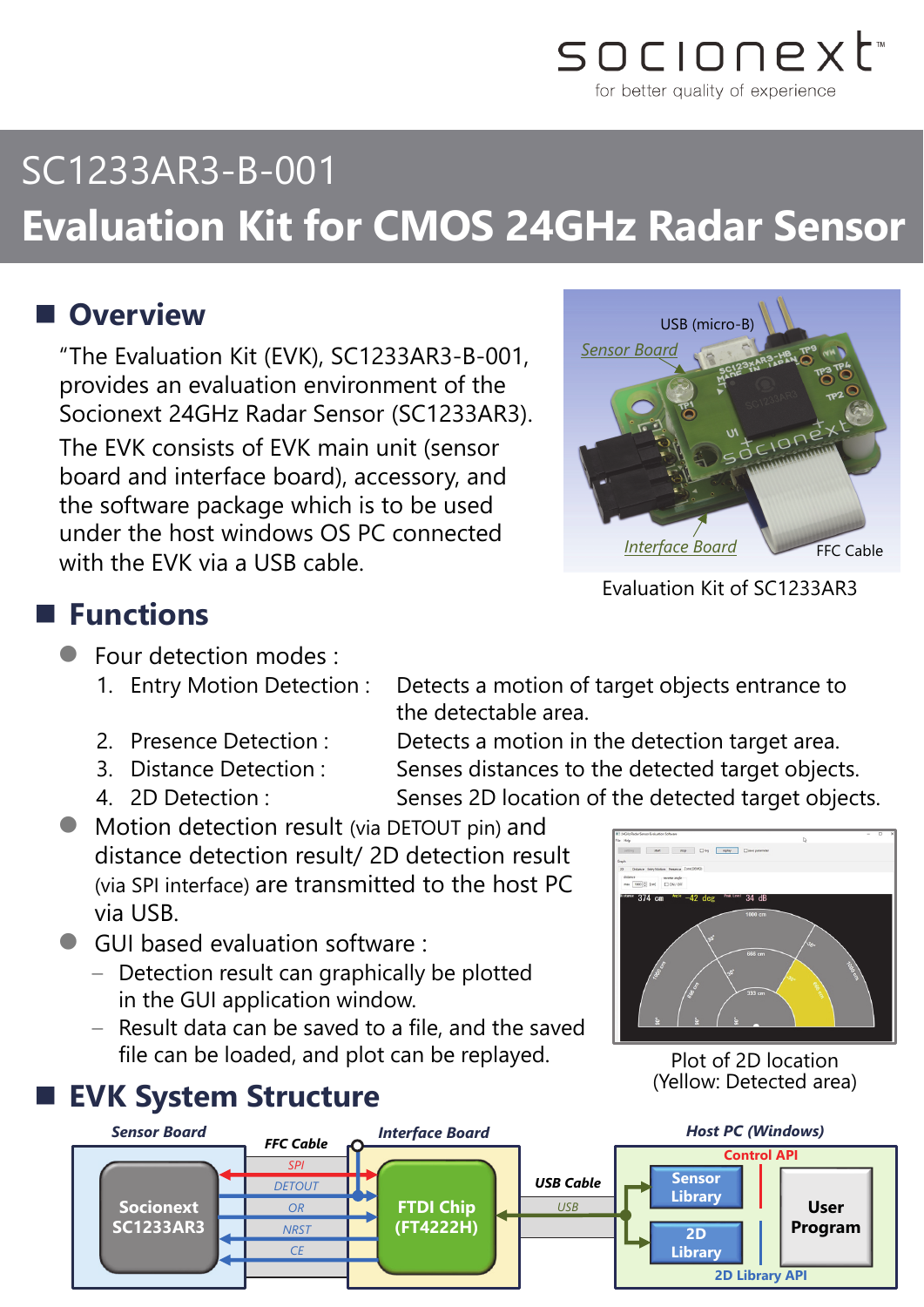# SC1233AR3-B-001

# Evaluation Kit for CMOS 24GHz Radar Sensor

## Overview

"The Evaluation Kit (EVK), SC1233AR3-B-001, provides an evaluation environment of the Socionext 24GHz Radar Sensor (SC1233AR3).

The EVK consists of EVK main unit (sensor board and interface board), accessory, and the software package which is to be used under the host windows OS PC connected with the EVK via a USB cable.

Evaluation Kit of SC1233AR3

## Functions

- Four detection modes :
  1. Entry Motion Detection : Detects a motion of target objects entrance to the detectable area.
  2. Presence Detection : Detects a motion in the detection target area.
  3. Distance Detection : Senses distances to the detected target objects.
  4. 2D Detection : Senses 2D location of the detected target objects.
- Motion detection result (via DETOUT pin) and distance detection result/ 2D detection result (via SPI interface) are transmitted to the host PC via USB.
- GUI based evaluation software :
  - Detection result can graphically be plotted in the GUI application window.
  - Result data can be saved to a file, and the saved file can be loaded, and plot can be replayed.

Plot of 2D location
(Yellow: Detected area)

## EVK System Structure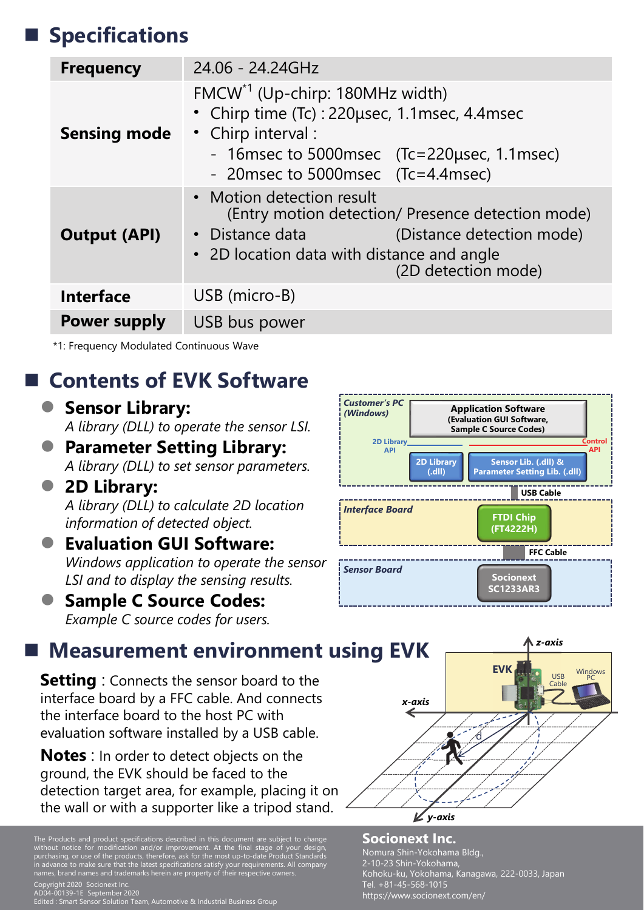## Specifications

| | |
|---|---|
| **Frequency** | 24.06 - 24.24GHz |
| **Sensing mode** | FMCW[*1] (Up-chirp: 180MHz width)<br>• Chirp time (Tc) : 220µsec, 1.1msec, 4.4msec<br>• Chirp interval :<br>- 16msec to 5000msec (Tc=220µsec, 1.1msec)<br>- 20msec to 5000msec (Tc=4.4msec) |
| **Output (API)** | • Motion detection result (Entry motion detection/ Presence detection mode)<br>• Distance data (Distance detection mode)<br>• 2D location data with distance and angle (2D detection mode) |
| **Interface** | USB (micro-B) |
| **Power supply** | USB bus power |

*1: Frequency Modulated Continuous Wave

## Contents of EVK Software

- **Sensor Library:**
  *A library (DLL) to operate the sensor LSI.*
- **Parameter Setting Library:**
  *A library (DLL) to set sensor parameters.*
- **2D Library:**
  *A library (DLL) to calculate 2D location information of detected object.*
- **Evaluation GUI Software:**
  *Windows application to operate the sensor LSI and to display the sensing results.*
- **Sample C Source Codes:**
  *Example C source codes for users.*

Customer's PC (Windows)
Application Software (Evaluation GUI Software, Sample C Source Codes)
2D Library API
Control API
2D Library (.dll)
Sensor Lib. (.dll) & Parameter Setting Lib. (.dll)
USB Cable
Interface Board
FTDI Chip (FT4222H)
FFC Cable
Sensor Board
Socionext SC1233AR3

## Measurement environment using EVK

**Setting** : Connects the sensor board to the interface board by a FFC cable. And connects the interface board to the host PC with evaluation software installed by a USB cable.

**Notes** : In order to detect objects on the ground, the EVK should be faced to the detection target area, for example, placing it on the wall or with a supporter like a tripod stand.

z-axis
EVK
USB Cable
Windows PC
x-axis
d
y-axis

The Products and product specifications described in this document are subject to change without notice for modification and/or improvement. At the final stage of your design, purchasing, or use of the products, therefore, ask for the most up-to-date Product Standards in advance to make sure that the latest specifications satisfy your requirements. All company names, brand names and trademarks herein are property of their respective owners.

Copyright 2020 Socionext Inc.
AD04-00139-1E September 2020
Edited : Smart Sensor Solution Team, Automotive & Industrial Business Group

**Socionext Inc.**
Nomura Shin-Yokohama Bldg.,
2-10-23 Shin-Yokohama,
Kohoku-ku, Yokohama, Kanagawa, 222-0033, Japan
Tel. +81-45-568-1015
https://www.socionext.com/en/